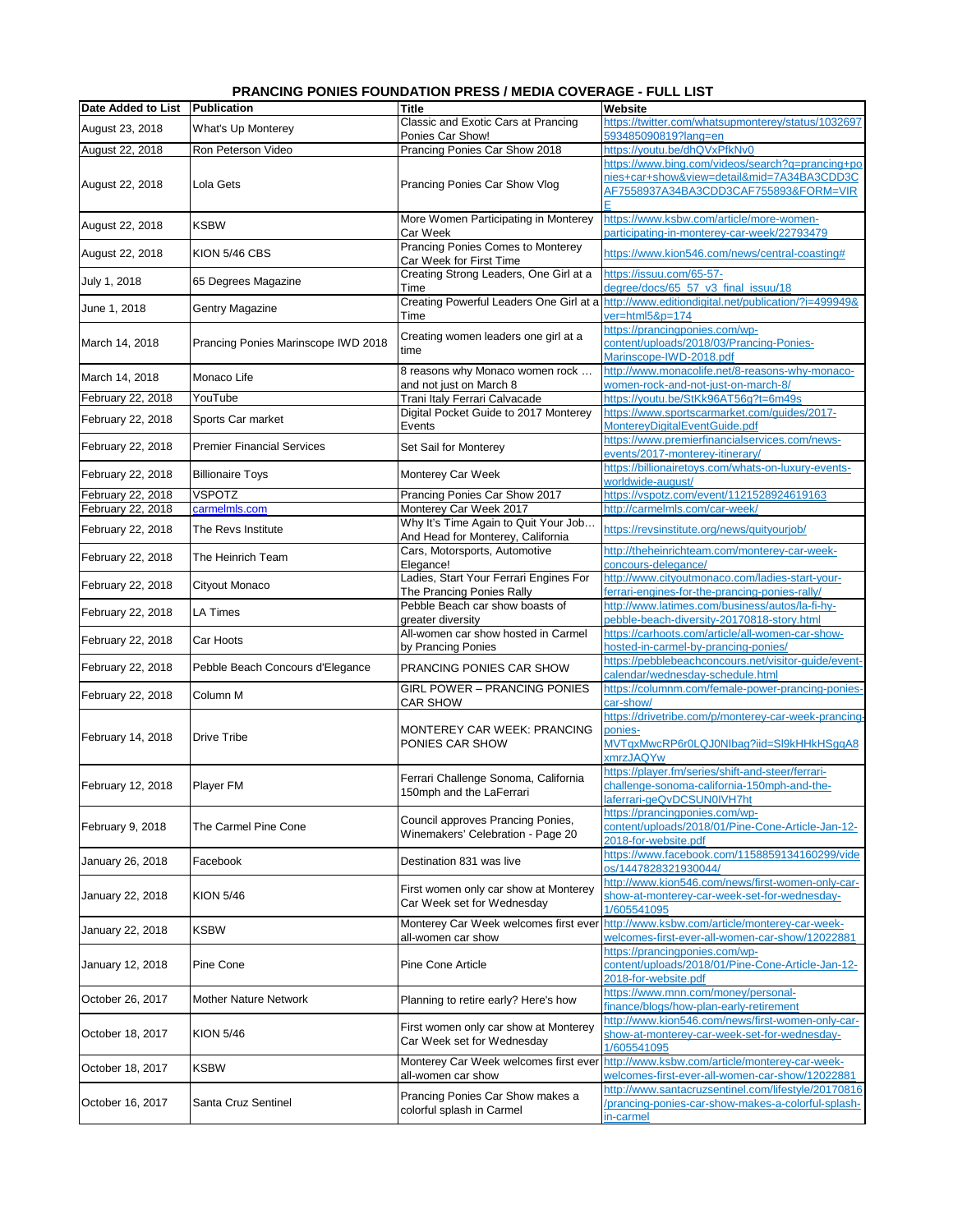## PRANCING PONIES FOUNDATION PRESS / MEDIA COVERAGE - FULL LIST

| Date Added to List | Publication | Title | Website |
|---|---|---|---|
| August 23, 2018 | What's Up Monterey | Classic and Exotic Cars at Prancing Ponies Car Show! | https://twitter.com/whatsupmonterey/status/1032697593485090819?lang=en |
| August 22, 2018 | Ron Peterson Video | Prancing Ponies Car Show 2018 | https://youtu.be/dhQVxPfkNv0 |
| August 22, 2018 | Lola Gets | Prancing Ponies Car Show Vlog | https://www.bing.com/videos/search?q=prancing+ponies+car+show&view=detail&mid=7A34BA3CDD3CAF7558937A34BA3CDD3CAF755893&FORM=VIRE |
| August 22, 2018 | KSBW | More Women Participating in Monterey Car Week | https://www.ksbw.com/article/more-women-participating-in-monterey-car-week/22793479 |
| August 22, 2018 | KION 5/46 CBS | Prancing Ponies Comes to Monterey Car Week for First Time | https://www.kion546.com/news/central-coasting# |
| July 1, 2018 | 65 Degrees Magazine | Creating Strong Leaders, One Girl at a Time | https://issuu.com/65-57-degree/docs/65_57_v3_final_issuu/18 |
| June 1, 2018 | Gentry Magazine | Creating Powerful Leaders One Girl at a Time | http://www.editiondigital.net/publication/?i=499949&ver=html5&p=174 |
| March 14, 2018 | Prancing Ponies Marinscope IWD 2018 | Creating women leaders one girl at a time | https://prancingponies.com/wp-content/uploads/2018/03/Prancing-Ponies-Marinscope-IWD-2018.pdf |
| March 14, 2018 | Monaco Life | 8 reasons why Monaco women rock … and not just on March 8 | http://www.monacolife.net/8-reasons-why-monaco-women-rock-and-not-just-on-march-8/ |
| February 22, 2018 | YouTube | Trani Italy Ferrari Calvacade | https://youtu.be/StKk96AT56g?t=6m49s |
| February 22, 2018 | Sports Car market | Digital Pocket Guide to 2017 Monterey Events | https://www.sportscarmarket.com/guides/2017-MontereyDigitalEventGuide.pdf |
| February 22, 2018 | Premier Financial Services | Set Sail for Monterey | https://www.premierfinancialservices.com/news-events/2017-monterey-itinerary/ |
| February 22, 2018 | Billionaire Toys | Monterey Car Week | https://billionairetoys.com/whats-on-luxury-events-worldwide-august/ |
| February 22, 2018 | VSPOTZ | Prancing Ponies Car Show 2017 | https://vspotz.com/event/1121528924619163 |
| February 22, 2018 | carmelmls.com | Monterey Car Week 2017 | http://carmelmls.com/car-week/ |
| February 22, 2018 | The Revs Institute | Why It's Time Again to Quit Your Job… And Head for Monterey, California | https://revsinstitute.org/news/quityourjob/ |
| February 22, 2018 | The Heinrich Team | Cars, Motorsports, Automotive Elegance! | http://theheinrichteam.com/monterey-car-week-concours-delegance/ |
| February 22, 2018 | Cityout Monaco | Ladies, Start Your Ferrari Engines For The Prancing Ponies Rally | http://www.cityoutmonaco.com/ladies-start-your-ferrari-engines-for-the-prancing-ponies-rally/ |
| February 22, 2018 | LA Times | Pebble Beach car show boasts of greater diversity | http://www.latimes.com/business/autos/la-fi-hy-pebble-beach-diversity-20170818-story.html |
| February 22, 2018 | Car Hoots | All-women car show hosted in Carmel by Prancing Ponies | https://carhoots.com/article/all-women-car-show-hosted-in-carmel-by-prancing-ponies/ |
| February 22, 2018 | Pebble Beach Concours d'Elegance | PRANCING PONIES CAR SHOW | https://pebblebeachconcours.net/visitor-guide/event-calendar/wednesday-schedule.html |
| February 22, 2018 | Column M | GIRL POWER – PRANCING PONIES CAR SHOW | https://columnm.com/female-power-prancing-ponies-car-show/ |
| February 14, 2018 | Drive Tribe | MONTEREY CAR WEEK: PRANCING PONIES CAR SHOW | https://drivetribe.com/p/monterey-car-week-prancing-ponies-MVTqxMwcRP6r0LQJ0NIbag?iid=SI9kHHkHSgqA8xmrzJAQYw |
| February 12, 2018 | Player FM | Ferrari Challenge Sonoma, California 150mph and the LaFerrari | https://player.fm/series/shift-and-steer/ferrari-challenge-sonoma-california-150mph-and-the-laferrari-geQvDCSUN0IVH7ht |
| February 9, 2018 | The Carmel Pine Cone | Council approves Prancing Ponies, Winemakers' Celebration - Page 20 | https://prancingponies.com/wp-content/uploads/2018/01/Pine-Cone-Article-Jan-12-2018-for-website.pdf |
| January 26, 2018 | Facebook | Destination 831 was live | https://www.facebook.com/1158859134160299/videos/1447828321930044/ |
| January 22, 2018 | KION 5/46 | First women only car show at Monterey Car Week set for Wednesday | http://www.kion546.com/news/first-women-only-car-show-at-monterey-car-week-set-for-wednesday-1/605541095 |
| January 22, 2018 | KSBW | Monterey Car Week welcomes first ever all-women car show | http://www.ksbw.com/article/monterey-car-week-welcomes-first-ever-all-women-car-show/12022881 |
| January 12, 2018 | Pine Cone | Pine Cone Article | https://prancingponies.com/wp-content/uploads/2018/01/Pine-Cone-Article-Jan-12-2018-for-website.pdf |
| October 26, 2017 | Mother Nature Network | Planning to retire early? Here's how | https://www.mnn.com/money/personal-finance/blogs/how-plan-early-retirement |
| October 18, 2017 | KION 5/46 | First women only car show at Monterey Car Week set for Wednesday | http://www.kion546.com/news/first-women-only-car-show-at-monterey-car-week-set-for-wednesday-1/605541095 |
| October 18, 2017 | KSBW | Monterey Car Week welcomes first ever all-women car show | http://www.ksbw.com/article/monterey-car-week-welcomes-first-ever-all-women-car-show/12022881 |
| October 16, 2017 | Santa Cruz Sentinel | Prancing Ponies Car Show makes a colorful splash in Carmel | http://www.santacruzsentinel.com/lifestyle/20170816/prancing-ponies-car-show-makes-a-colorful-splash-in-carmel |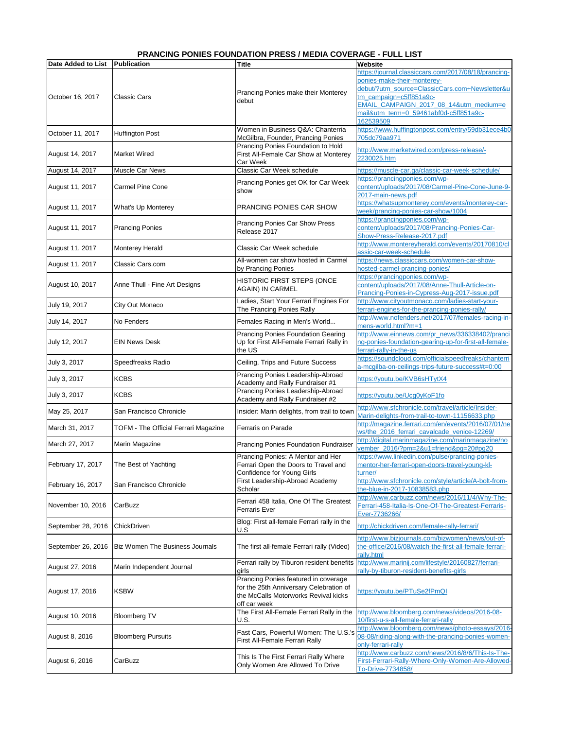## PRANCING PONIES FOUNDATION PRESS / MEDIA COVERAGE - FULL LIST

| Date Added to List | Publication | Title | Website |
|---|---|---|---|
| October 16, 2017 | Classic Cars | Prancing Ponies make their Monterey debut | https://journal.classiccars.com/2017/08/18/prancing-ponies-make-their-monterey-debut/?utm_source=ClassicCars.com+Newsletter&utm_campaign=c5ff851a9c-EMAIL_CAMPAIGN_2017_08_14&utm_medium=email&utm_term=0_59461abf0d-c5ff851a9c-162539509 |
| October 11, 2017 | Huffington Post | Women in Business Q&A: Chanterria McGilbra, Founder, Prancing Ponies | https://www.huffingtonpost.com/entry/59db31ece4b0705dc79aa971 |
| August 14, 2017 | Market Wired | Prancing Ponies Foundation to Hold First All-Female Car Show at Monterey Car Week | http://www.marketwired.com/press-release/-2230025.htm |
| August 14, 2017 | Muscle Car News | Classic Car Week schedule | https://muscle-car.ga/classic-car-week-schedule/ |
| August 11, 2017 | Carmel Pine Cone | Prancing Ponies get OK for Car Week show | https://prancingponies.com/wp-content/uploads/2017/08/Carmel-Pine-Cone-June-9-2017-main-news.pdf |
| August 11, 2017 | What's Up Monterey | PRANCING PONIES CAR SHOW | https://whatsupmonterey.com/events/monterey-car-week/prancing-ponies-car-show/1004 |
| August 11, 2017 | Prancing Ponies | Prancing Ponies Car Show Press Release 2017 | https://prancingponies.com/wp-content/uploads/2017/08/Prancing-Ponies-Car-Show-Press-Release-2017.pdf |
| August 11, 2017 | Monterey Herald | Classic Car Week schedule | http://www.montereyherald.com/events/20170810/classic-car-week-schedule |
| August 11, 2017 | Classic Cars.com | All-women car show hosted in Carmel by Prancing Ponies | https://news.classiccars.com/women-car-show-hosted-carmel-prancing-ponies/ |
| August 10, 2017 | Anne Thull - Fine Art Designs | HISTORIC FIRST STEPS (ONCE AGAIN) IN CARMEL | https://prancingponies.com/wp-content/uploads/2017/08/Anne-Thull-Article-on-Prancing-Ponies-in-Cypress-Aug-2017-issue.pdf |
| July 19, 2017 | City Out Monaco | Ladies, Start Your Ferrari Engines For The Prancing Ponies Rally | http://www.cityoutmonaco.com/ladies-start-your-ferrari-engines-for-the-prancing-ponies-rally/ |
| July 14, 2017 | No Fenders | Females Racing in Men's World... | http://www.nofenders.net/2017/07/females-racing-in-mens-world.html?m=1 |
| July 12, 2017 | EIN News Desk | Prancing Ponies Foundation Gearing Up for First All-Female Ferrari Rally in the US | http://www.einnews.com/pr_news/336338402/prancing-ponies-foundation-gearing-up-for-first-all-female-ferrari-rally-in-the-us |
| July 3, 2017 | Speedfreaks Radio | Ceiling, Trips and Future Success | https://soundcloud.com/officialspeedfreaks/chanterria-mcgilba-on-ceilings-trips-future-success#t=0:00 |
| July 3, 2017 | KCBS | Prancing Ponies Leadership-Abroad Academy and Rally Fundraiser #1 | https://youtu.be/KVB6sHTytX4 |
| July 3, 2017 | KCBS | Prancing Ponies Leadership-Abroad Academy and Rally Fundraiser #2 | https://youtu.be/Ucg0yKoF1fo |
| May 25, 2017 | San Francisco Chronicle | Insider: Marin delights, from trail to town | http://www.sfchronicle.com/travel/article/Insider-Marin-delights-from-trail-to-town-11156633.php |
| March 31, 2017 | TOFM - The Official Ferrari Magazine | Ferraris on Parade | http://magazine.ferrari.com/en/events/2016/07/01/news/the_2016_ferrari_cavalcade_venice-12269/ |
| March 27, 2017 | Marin Magazine | Prancing Ponies Foundation Fundraiser | http://digital.marinmagazine.com/marinmagazine/november_2016/?pm=2&u1=friend&pg=20#pg20 |
| February 17, 2017 | The Best of Yachting | Prancing Ponies: A Mentor and Her Ferrari Open the Doors to Travel and Confidence for Young Girls | https://www.linkedin.com/pulse/prancing-ponies-mentor-her-ferrari-open-doors-travel-young-kl-turner/ |
| February 16, 2017 | San Francisco Chronicle | First Leadership-Abroad Academy Scholar | http://www.sfchronicle.com/style/article/A-bolt-from-the-blue-in-2017-10838583.php |
| November 10, 2016 | CarBuzz | Ferrari 458 Italia, One Of The Greatest Ferraris Ever | http://www.carbuzz.com/news/2016/11/4/Why-The-Ferrari-458-Italia-Is-One-Of-The-Greatest-Ferraris-Ever-7736266/ |
| September 28, 2016 | ChickDriven | Blog: First all-female Ferrari rally in the U.S | http://chickdriven.com/female-rally-ferrari/ |
| September 26, 2016 | Biz Women The Business Journals | The first all-female Ferrari rally (Video) | http://www.bizjournals.com/bizwomen/news/out-of-the-office/2016/08/watch-the-first-all-female-ferrari-rally.html |
| August 27, 2016 | Marin Independent Journal | Ferrari rally by Tiburon resident benefits girls | http://www.marinij.com/lifestyle/20160827/ferrari-rally-by-tiburon-resident-benefits-girls |
| August 17, 2016 | KSBW | Prancing Ponies featured in coverage for the 25th Anniversary Celebration of the McCalls Motorworks Revival kicks off car week | https://youtu.be/PTuSe2fPmQI |
| August 10, 2016 | Bloomberg TV | The First All-Female Ferrari Rally in the U.S. | http://www.bloomberg.com/news/videos/2016-08-10/first-u-s-all-female-ferrari-rally |
| August 8, 2016 | Bloomberg Pursuits | Fast Cars, Powerful Women: The U.S.'s First All-Female Ferrari Rally | http://www.bloomberg.com/news/photo-essays/2016-08-08/riding-along-with-the-prancing-ponies-women-only-ferrari-rally |
| August 6, 2016 | CarBuzz | This Is The First Ferrari Rally Where Only Women Are Allowed To Drive | http://www.carbuzz.com/news/2016/8/6/This-Is-The-First-Ferrari-Rally-Where-Only-Women-Are-Allowed-To-Drive-7734858/ |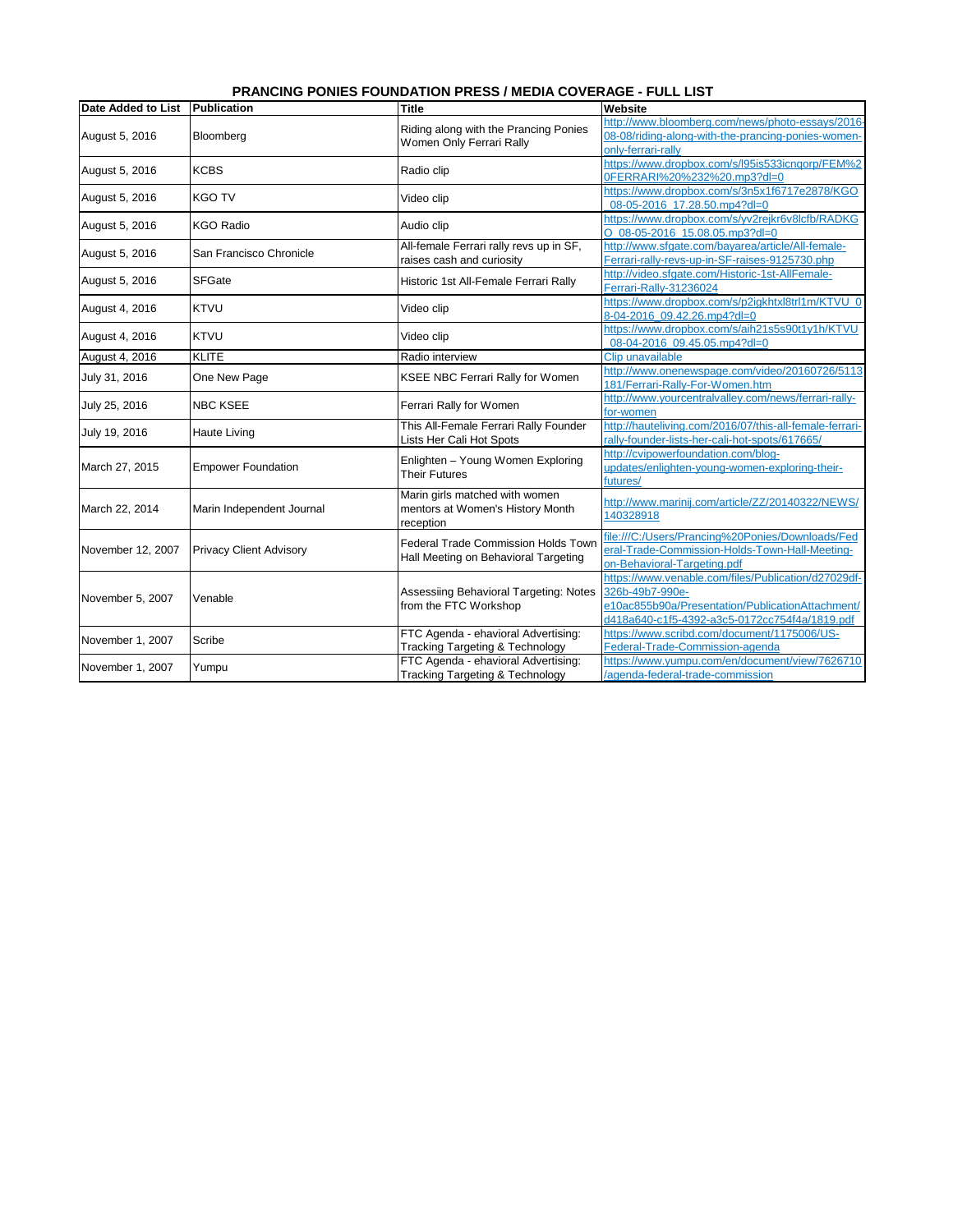## PRANCING PONIES FOUNDATION PRESS / MEDIA COVERAGE - FULL LIST

| Date Added to List | Publication | Title | Website |
|---|---|---|---|
| August 5, 2016 | Bloomberg | Riding along with the Prancing Ponies Women Only Ferrari Rally | http://www.bloomberg.com/news/photo-essays/2016-08-08/riding-along-with-the-prancing-ponies-women-only-ferrari-rally |
| August 5, 2016 | KCBS | Radio clip | https://www.dropbox.com/s/l95is533icnqorp/FEM%20FERRARI%20%232%20.mp3?dl=0 |
| August 5, 2016 | KGO TV | Video clip | https://www.dropbox.com/s/3n5x1f6717e2878/KGO_08-05-2016_17.28.50.mp4?dl=0 |
| August 5, 2016 | KGO Radio | Audio clip | https://www.dropbox.com/s/yv2rejkr6v8lcfb/RADKGO_08-05-2016_15.08.05.mp3?dl=0 |
| August 5, 2016 | San Francisco Chronicle | All-female Ferrari rally revs up in SF, raises cash and curiosity | http://www.sfgate.com/bayarea/article/All-female-Ferrari-rally-revs-up-in-SF-raises-9125730.php |
| August 5, 2016 | SFGate | Historic 1st All-Female Ferrari Rally | http://video.sfgate.com/Historic-1st-AllFemale-Ferrari-Rally-31236024 |
| August 4, 2016 | KTVU | Video clip | https://www.dropbox.com/s/p2igkhtxl8trl1m/KTVU_08-04-2016_09.42.26.mp4?dl=0 |
| August 4, 2016 | KTVU | Video clip | https://www.dropbox.com/s/aih21s5s90t1y1h/KTVU_08-04-2016_09.45.05.mp4?dl=0 |
| August 4, 2016 | KLITE | Radio interview | Clip unavailable |
| July 31, 2016 | One New Page | KSEE NBC Ferrari Rally for Women | http://www.onenewspage.com/video/20160726/5113181/Ferrari-Rally-For-Women.htm |
| July 25, 2016 | NBC KSEE | Ferrari Rally for Women | http://www.yourcentralvalley.com/news/ferrari-rally-for-women |
| July 19, 2016 | Haute Living | This All-Female Ferrari Rally Founder Lists Her Cali Hot Spots | http://hauteliving.com/2016/07/this-all-female-ferrari-rally-founder-lists-her-cali-hot-spots/617665/ |
| March 27, 2015 | Empower Foundation | Enlighten – Young Women Exploring Their Futures | http://cvipowerfoundation.com/blog-updates/enlighten-young-women-exploring-their-futures/ |
| March 22, 2014 | Marin Independent Journal | Marin girls matched with women mentors at Women's History Month reception | http://www.marinij.com/article/ZZ/20140322/NEWS/140328918 |
| November 12, 2007 | Privacy Client Advisory | Federal Trade Commission Holds Town Hall Meeting on Behavioral Targeting | file:///C:/Users/Prancing%20Ponies/Downloads/Federal-Trade-Commission-Holds-Town-Hall-Meeting-on-Behavioral-Targeting.pdf |
| November 5, 2007 | Venable | Assessiing Behavioral Targeting: Notes from the FTC Workshop | https://www.venable.com/files/Publication/d27029df-326b-49b7-990e-e10ac855b90a/Presentation/PublicationAttachment/d418a640-c1f5-4392-a3c5-0172cc754f4a/1819.pdf |
| November 1, 2007 | Scribe | FTC Agenda - ehavioral Advertising: Tracking Targeting & Technology | https://www.scribd.com/document/1175006/US-Federal-Trade-Commission-agenda |
| November 1, 2007 | Yumpu | FTC Agenda - ehavioral Advertising: Tracking Targeting & Technology | https://www.yumpu.com/en/document/view/7626710/agenda-federal-trade-commission |